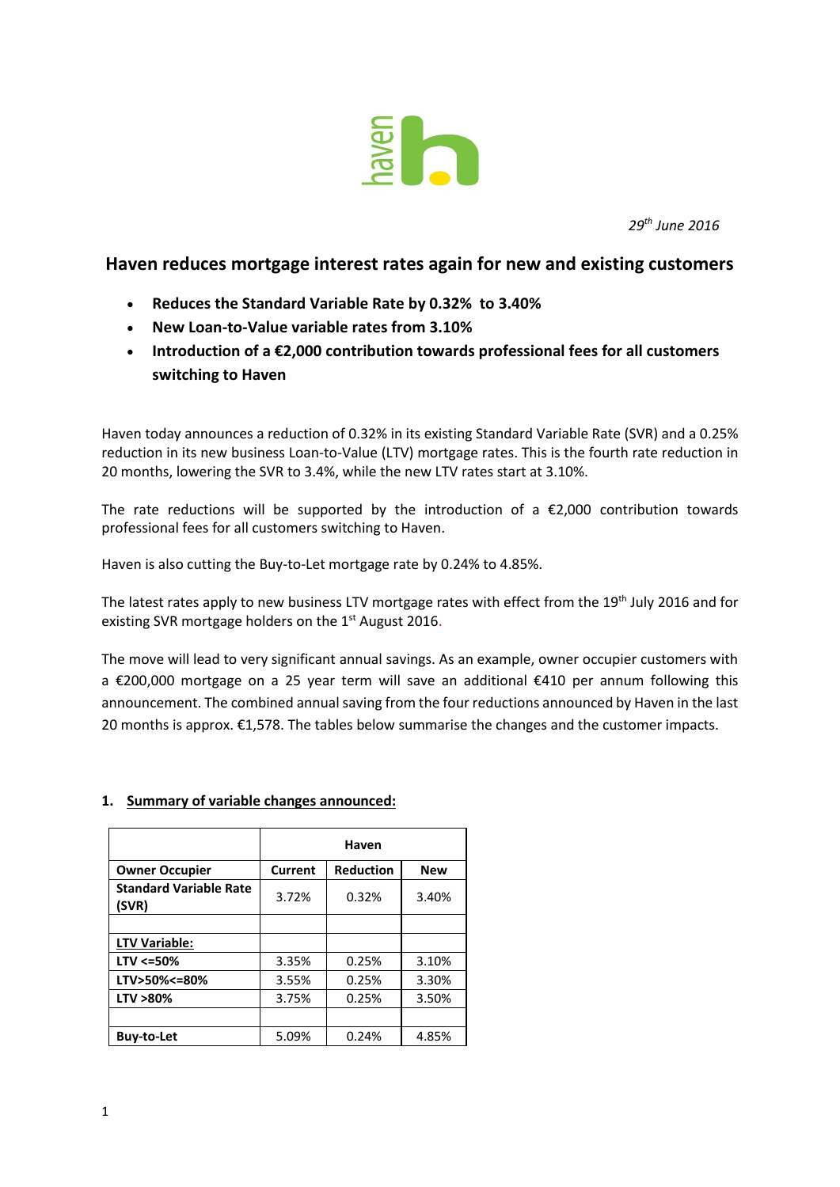*29th June 2016*

## Haven reduces mortgage interest rates again for new and existing customers

- **Reduces the Standard Variable Rate by 0.32% to 3.40%**
- **New Loan-to-Value variable rates from 3.10%**
- **Introduction of a €2,000 contribution towards professional fees for all customers switching to Haven**

Haven today announces a reduction of 0.32% in its existing Standard Variable Rate (SVR) and a 0.25% reduction in its new business Loan-to-Value (LTV) mortgage rates. This is the fourth rate reduction in 20 months, lowering the SVR to 3.4%, while the new LTV rates start at 3.10%.

The rate reductions will be supported by the introduction of a €2,000 contribution towards professional fees for all customers switching to Haven.

Haven is also cutting the Buy-to-Let mortgage rate by 0.24% to 4.85%.

The latest rates apply to new business LTV mortgage rates with effect from the 19th July 2016 and for existing SVR mortgage holders on the 1st August 2016.

The move will lead to very significant annual savings. As an example, owner occupier customers with a €200,000 mortgage on a 25 year term will save an additional €410 per annum following this announcement. The combined annual saving from the four reductions announced by Haven in the last 20 months is approx. €1,578. The tables below summarise the changes and the customer impacts.

### 1. Summary of variable changes announced:

| | Haven | | |
|---|---|---|---|
| **Owner Occupier** | **Current** | **Reduction** | **New** |
| **Standard Variable Rate (SVR)** | 3.72% | 0.32% | 3.40% |
| | | | |
| **LTV Variable:** | | | |
| **LTV <=50%** | 3.35% | 0.25% | 3.10% |
| **LTV>50%<=80%** | 3.55% | 0.25% | 3.30% |
| **LTV >80%** | 3.75% | 0.25% | 3.50% |
| | | | |
| **Buy-to-Let** | 5.09% | 0.24% | 4.85% |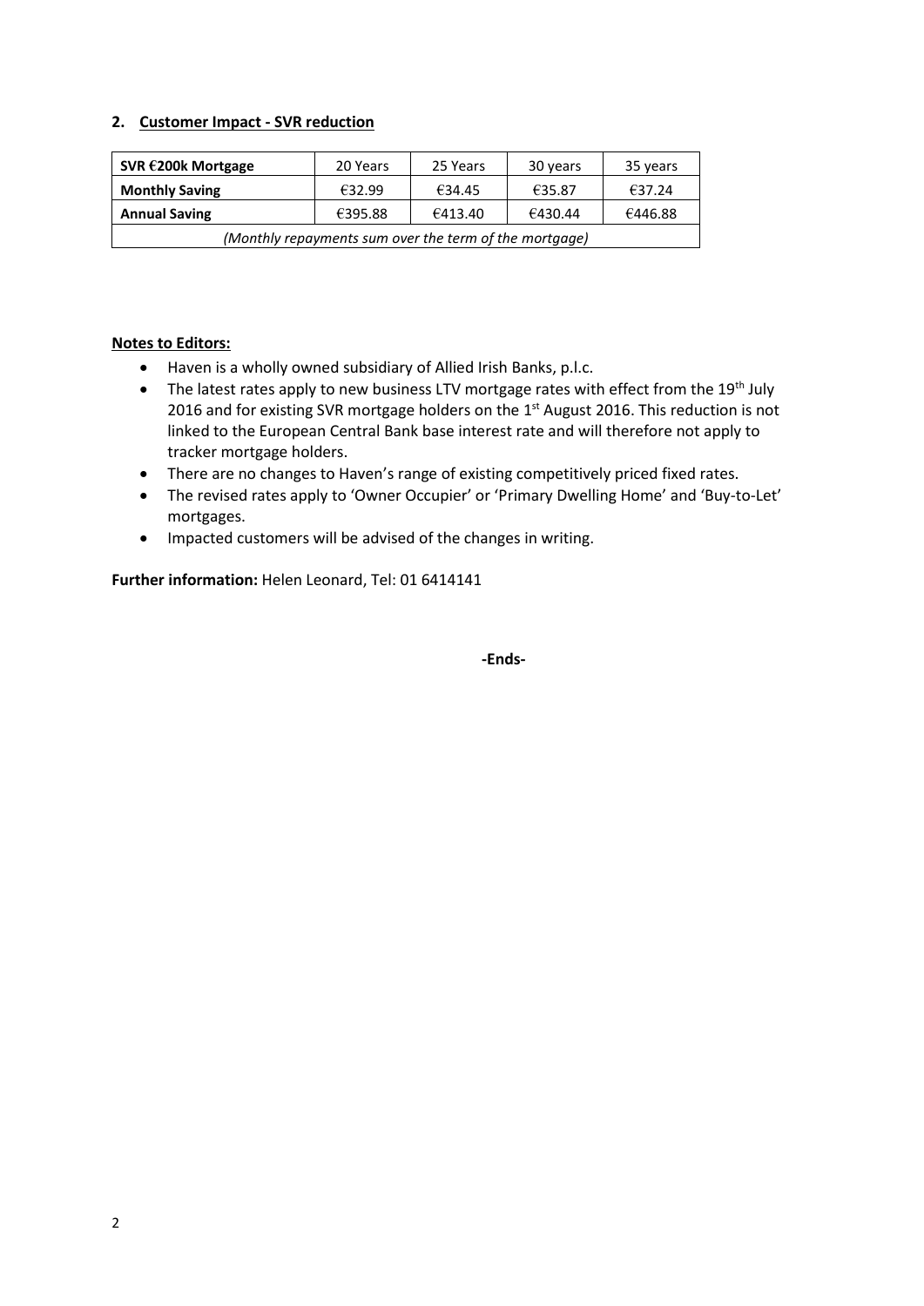## 2. Customer Impact - SVR reduction

| SVR €200k Mortgage | 20 Years | 25 Years | 30 years | 35 years |
|---|---|---|---|---|
| **Monthly Saving** | €32.99 | €34.45 | €35.87 | €37.24 |
| **Annual Saving** | €395.88 | €413.40 | €430.44 | €446.88 |
| *(Monthly repayments sum over the term of the mortgage)* | | | | |

**Notes to Editors:**

- Haven is a wholly owned subsidiary of Allied Irish Banks, p.l.c.
- The latest rates apply to new business LTV mortgage rates with effect from the 19th July 2016 and for existing SVR mortgage holders on the 1st August 2016. This reduction is not linked to the European Central Bank base interest rate and will therefore not apply to tracker mortgage holders.
- There are no changes to Haven's range of existing competitively priced fixed rates.
- The revised rates apply to 'Owner Occupier' or 'Primary Dwelling Home' and 'Buy-to-Let' mortgages.
- Impacted customers will be advised of the changes in writing.

**Further information:** Helen Leonard, Tel: 01 6414141

**-Ends-**